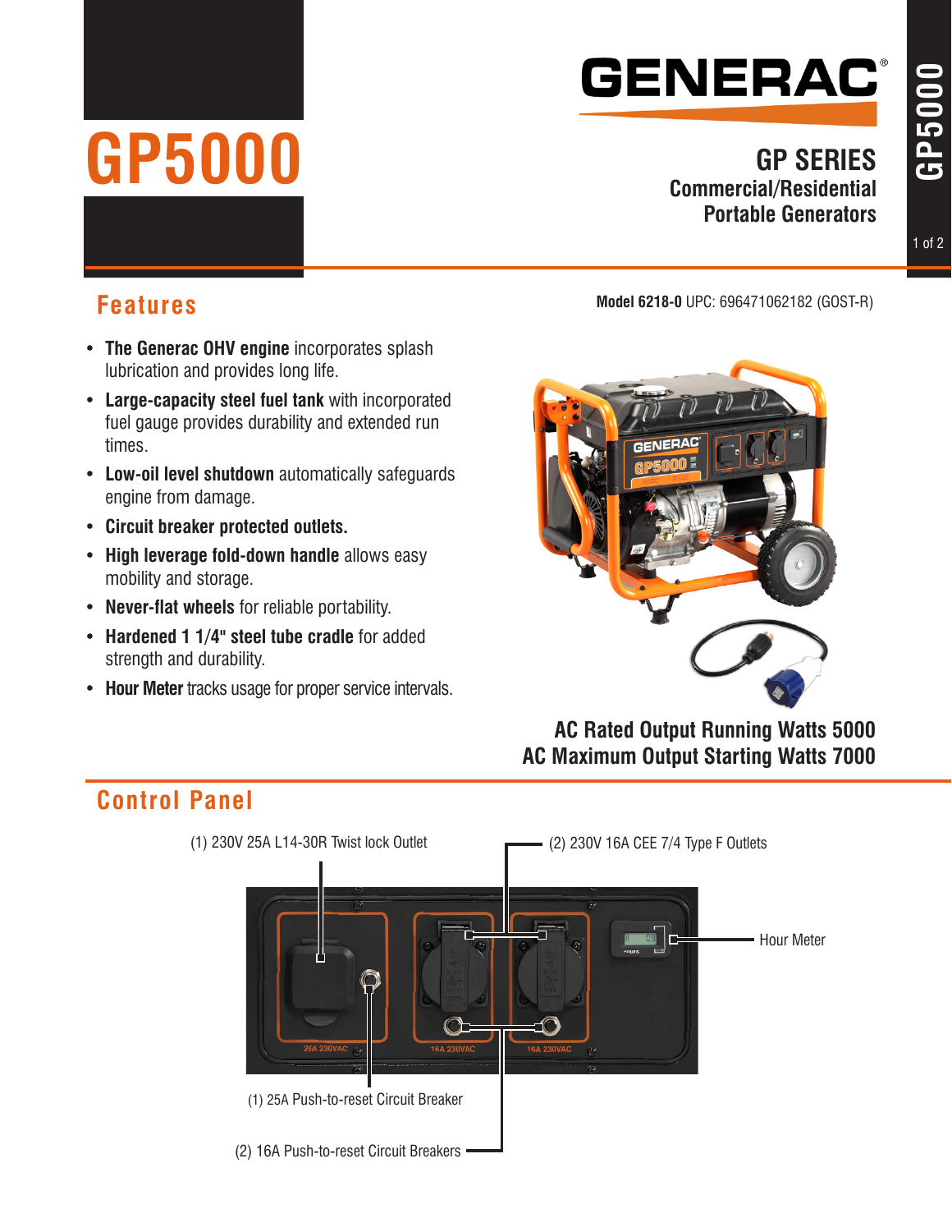# GP5000

**GENERAC**

## GP SERIES
**Commercial/Residential Portable Generators**

## Features

**Model 6218-0** UPC: 696471062182 (GOST-R)

- **The Generac OHV engine** incorporates splash lubrication and provides long life.
- **Large-capacity steel fuel tank** with incorporated fuel gauge provides durability and extended run times.
- **Low-oil level shutdown** automatically safeguards engine from damage.
- **Circuit breaker protected outlets.**
- **High leverage fold-down handle** allows easy mobility and storage.
- **Never-flat wheels** for reliable portability.
- **Hardened 1 1/4" steel tube cradle** for added strength and durability.
- **Hour Meter** tracks usage for proper service intervals.

**AC Rated Output Running Watts 5000**
**AC Maximum Output Starting Watts 7000**

## Control Panel

- (1) 230V 25A L14-30R Twist lock Outlet
- (2) 230V 16A CEE 7/4 Type F Outlets
- Hour Meter
- (1) 25A Push-to-reset Circuit Breaker
- (2) 16A Push-to-reset Circuit Breakers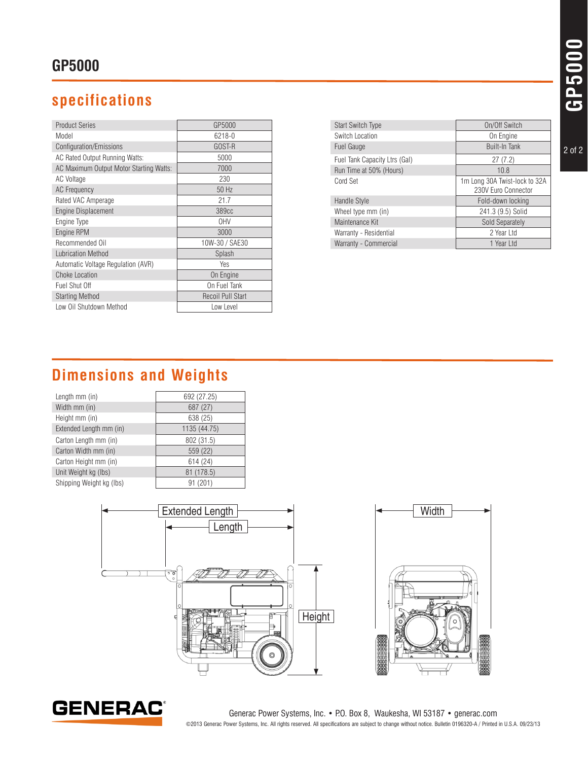# GP5000

## specifications

| | |
|---|---|
| Product Series | GP5000 |
| Model | 6218-0 |
| Configuration/Emissions | GOST-R |
| AC Rated Output Running Watts: | 5000 |
| AC Maximum Output Motor Starting Watts: | 7000 |
| AC Voltage | 230 |
| AC Frequency | 50 Hz |
| Rated VAC Amperage | 21.7 |
| Engine Displacement | 389cc |
| Engine Type | OHV |
| Engine RPM | 3000 |
| Recommended Oil | 10W-30 / SAE30 |
| Lubrication Method | Splash |
| Automatic Voltage Regulation (AVR) | Yes |
| Choke Location | On Engine |
| Fuel Shut Off | On Fuel Tank |
| Starting Method | Recoil Pull Start |
| Low Oil Shutdown Method | Low Level |

| | |
|---|---|
| Start Switch Type | On/Off Switch |
| Switch Location | On Engine |
| Fuel Gauge | Built-In Tank |
| Fuel Tank Capacity Ltrs (Gal) | 27 (7.2) |
| Run Time at 50% (Hours) | 10.8 |
| Cord Set | 1m Long 30A Twist-lock to 32A 230V Euro Connector |
| Handle Style | Fold-down locking |
| Wheel type mm (in) | 241.3 (9.5) Solid |
| Maintenance Kit | Sold Separately |
| Warranty - Residential | 2 Year Ltd |
| Warranty - Commercial | 1 Year Ltd |

## Dimensions and Weights

| | |
|---|---|
| Length mm (in) | 692 (27.25) |
| Width mm (in) | 687 (27) |
| Height mm (in) | 638 (25) |
| Extended Length mm (in) | 1135 (44.75) |
| Carton Length mm (in) | 802 (31.5) |
| Carton Width mm (in) | 559 (22) |
| Carton Height mm (in) | 614 (24) |
| Unit Weight kg (lbs) | 81 (178.5) |
| Shipping Weight kg (lbs) | 91 (201) |

Extended Length
Length
Height
Width

GENERAC

Generac Power Systems, Inc. • P.O. Box 8, Waukesha, WI 53187 • generac.com

©2013 Generac Power Systems, Inc. All rights reserved. All specifications are subject to change without notice. Bulletin 0196320-A / Printed in U.S.A. 09/23/13